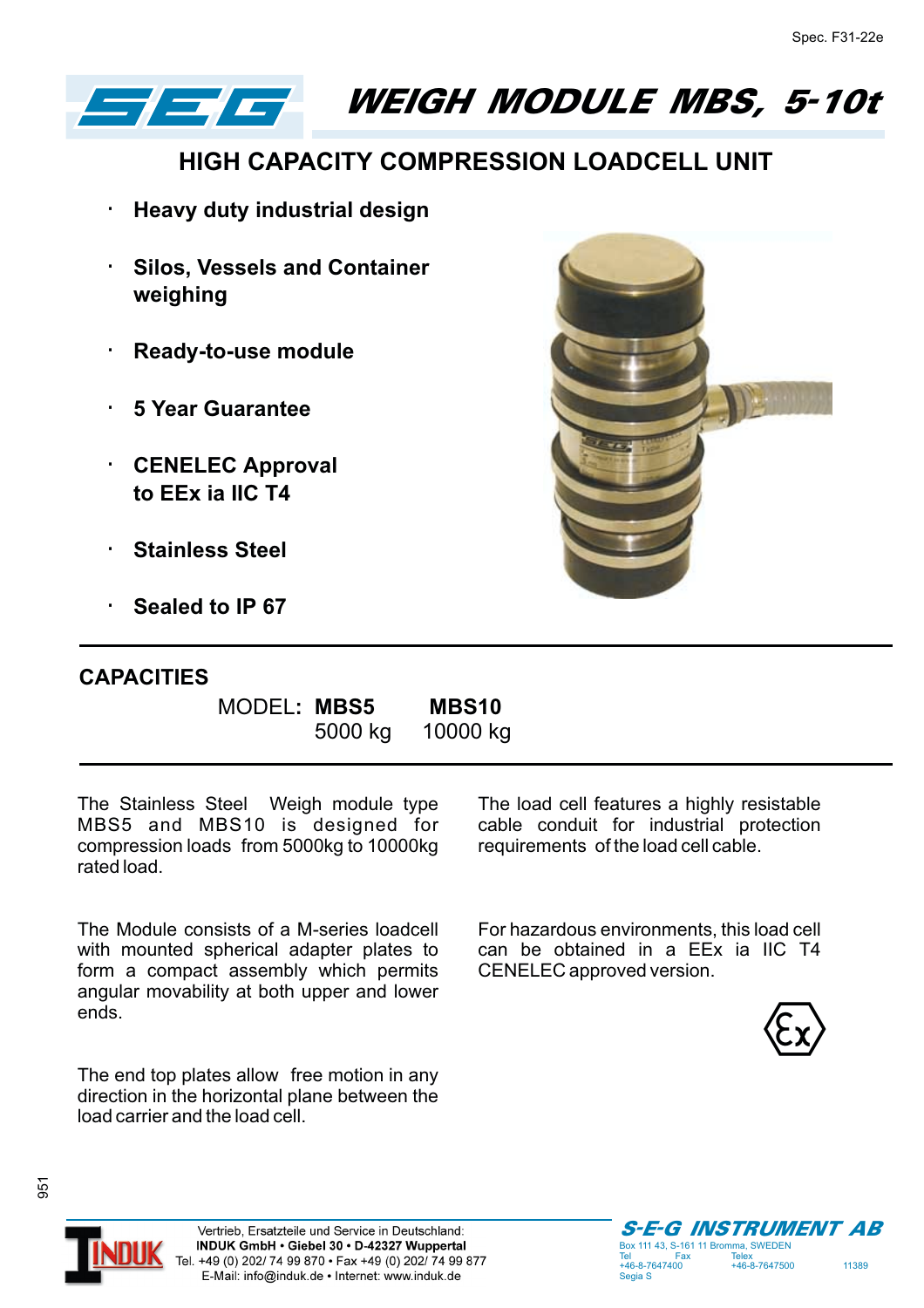Spec. F31-22e

# SEG WEIGH MODULE MBS, 5-10t

## HIGH CAPACITY COMPRESSION LOADCELL UNIT

- **Heavy duty industrial design**
- **Silos, Vessels and Container weighing**
- **Ready-to-use module**
- **5 Year Guarantee**
- **CENELEC Approval to EEx ia IIC T4**
- **Stainless Steel**
- **Sealed to IP 67**

## CAPACITIES

| MODEL: | **MBS5** | **MBS10** |
|---|---|---|
| | 5000 kg | 10000 kg |

The Stainless Steel Weigh module type MBS5 and MBS10 is designed for compression loads from 5000kg to 10000kg rated load.

The Module consists of a M-series loadcell with mounted spherical adapter plates to form a compact assembly which permits angular movability at both upper and lower ends.

The end top plates allow free motion in any direction in the horizontal plane between the load carrier and the load cell.

The load cell features a highly resistable cable conduit for industrial protection requirements of the load cell cable.

For hazardous environments, this load cell can be obtained in a EEx ia IIC T4 CENELEC approved version.

951

Vertrieb, Ersatzteile und Service in Deutschland:
**INDUK GmbH • Giebel 30 • D-42327 Wuppertal**
Tel. +49 (0) 202/ 74 99 870 • Fax +49 (0) 202/ 74 99 877
E-Mail: info@induk.de • Internet: www.induk.de

**S-E-G INSTRUMENT AB**
Box 111 43, S-161 11 Bromma, SWEDEN
Tel +46-8-7647400 Fax +46-8-7647500 Telex 11389 Segia S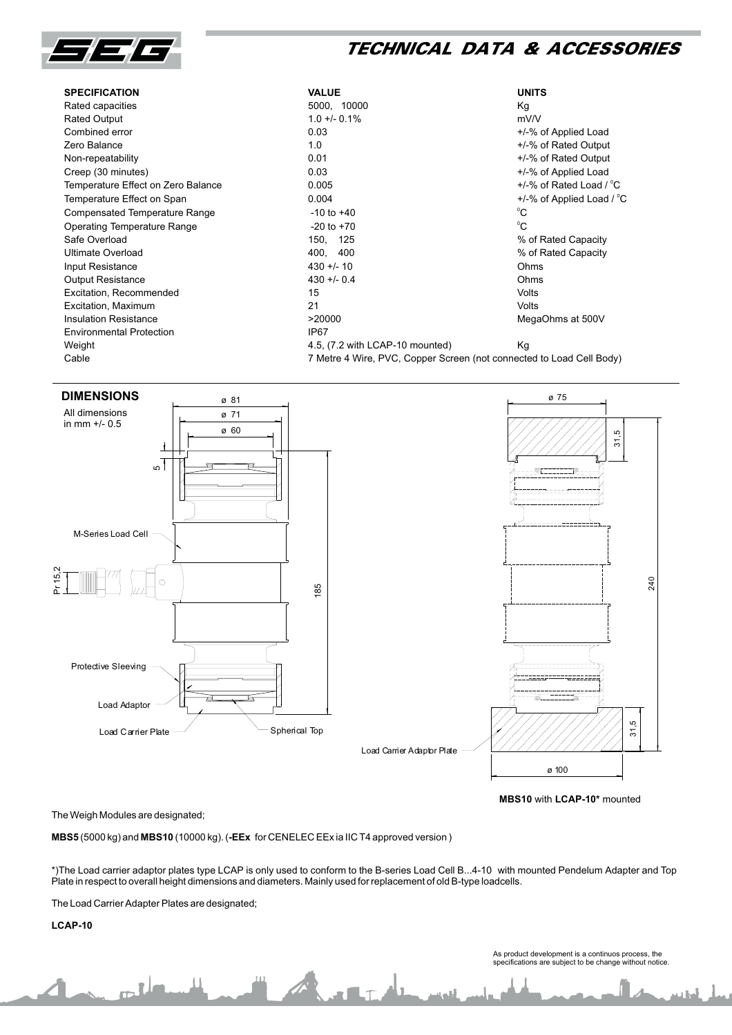# TECHNICAL DATA & ACCESSORIES

| SPECIFICATION | VALUE | UNITS |
|---|---|---|
| Rated capacities | 5000, 10000 | Kg |
| Rated Output | 1.0 +/- 0.1% | mV/V |
| Combined error | 0.03 | +/-% of Applied Load |
| Zero Balance | 1.0 | +/-% of Rated Output |
| Non-repeatability | 0.01 | +/-% of Rated Output |
| Creep (30 minutes) | 0.03 | +/-% of Applied Load |
| Temperature Effect on Zero Balance | 0.005 | +/-% of Rated Load / °C |
| Temperature Effect on Span | 0.004 | +/-% of Applied Load / °C |
| Compensated Temperature Range | -10 to +40 | °C |
| Operating Temperature Range | -20 to +70 | °C |
| Safe Overload | 150, 125 | % of Rated Capacity |
| Ultimate Overload | 400, 400 | % of Rated Capacity |
| Input Resistance | 430 +/- 10 | Ohms |
| Output Resistance | 430 +/- 0.4 | Ohms |
| Excitation, Recommended | 15 | Volts |
| Excitation, Maximum | 21 | Volts |
| Insulation Resistance | >20000 | MegaOhms at 500V |
| Environmental Protection | IP67 | |
| Weight | 4.5, (7.2 with LCAP-10 mounted) | Kg |
| Cable | 7 Metre 4 Wire, PVC, Copper Screen (not connected to Load Cell Body) | |

## DIMENSIONS

All dimensions in mm +/- 0.5

ø 81
ø 71
ø 60
5
M-Series Load Cell
Pr 15,2
185
Protective Sleeving
Load Adaptor
Load Carrier Plate
Spherical Top

ø 75
31,5
240
31,5
Load Carrier Adaptor Plate
ø 100

**MBS10** with **LCAP-10*** mounted

The Weigh Modules are designated;

**MBS5** (5000 kg) and **MBS10** (10000 kg). (**-EEx** for CENELEC EEx ia IIC T4 approved version )

*)The Load carrier adaptor plates type LCAP is only used to conform to the B-series Load Cell B...4-10 with mounted Pendelum Adapter and Top Plate in respect to overall height dimensions and diameters. Mainly used for replacement of old B-type loadcells.

The Load Carrier Adapter Plates are designated;

**LCAP-10**

As product development is a continuos process, the specifications are subject to be change without notice.